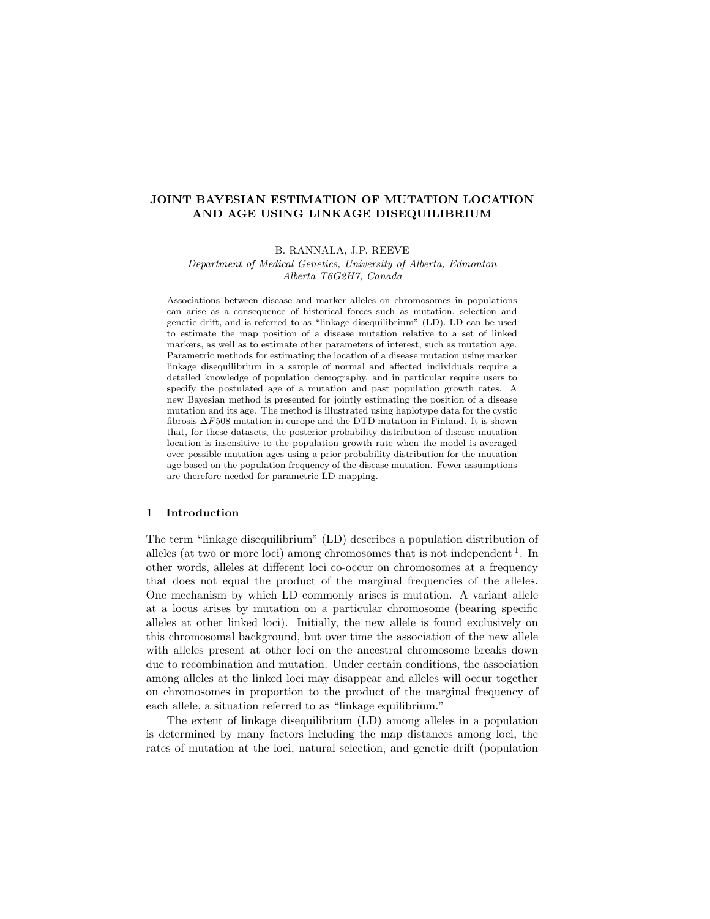# JOINT BAYESIAN ESTIMATION OF MUTATION LOCATION AND AGE USING LINKAGE DISEQUILIBRIUM

B. RANNALA, J.P. REEVE

*Department of Medical Genetics, University of Alberta, Edmonton Alberta T6G2H7, Canada*

Associations between disease and marker alleles on chromosomes in populations can arise as a consequence of historical forces such as mutation, selection and genetic drift, and is referred to as "linkage disequilibrium" (LD). LD can be used to estimate the map position of a disease mutation relative to a set of linked markers, as well as to estimate other parameters of interest, such as mutation age. Parametric methods for estimating the location of a disease mutation using marker linkage disequilibrium in a sample of normal and affected individuals require a detailed knowledge of population demography, and in particular require users to specify the postulated age of a mutation and past population growth rates. A new Bayesian method is presented for jointly estimating the position of a disease mutation and its age. The method is illustrated using haplotype data for the cystic fibrosis $\Delta F508$ mutation in europe and the DTD mutation in Finland. It is shown that, for these datasets, the posterior probability distribution of disease mutation location is insensitive to the population growth rate when the model is averaged over possible mutation ages using a prior probability distribution for the mutation age based on the population frequency of the disease mutation. Fewer assumptions are therefore needed for parametric LD mapping.

## 1 Introduction

The term "linkage disequilibrium" (LD) describes a population distribution of alleles (at two or more loci) among chromosomes that is not independent [1]. In other words, alleles at different loci co-occur on chromosomes at a frequency that does not equal the product of the marginal frequencies of the alleles. One mechanism by which LD commonly arises is mutation. A variant allele at a locus arises by mutation on a particular chromosome (bearing specific alleles at other linked loci). Initially, the new allele is found exclusively on this chromosomal background, but over time the association of the new allele with alleles present at other loci on the ancestral chromosome breaks down due to recombination and mutation. Under certain conditions, the association among alleles at the linked loci may disappear and alleles will occur together on chromosomes in proportion to the product of the marginal frequency of each allele, a situation referred to as "linkage equilibrium."

The extent of linkage disequilibrium (LD) among alleles in a population is determined by many factors including the map distances among loci, the rates of mutation at the loci, natural selection, and genetic drift (population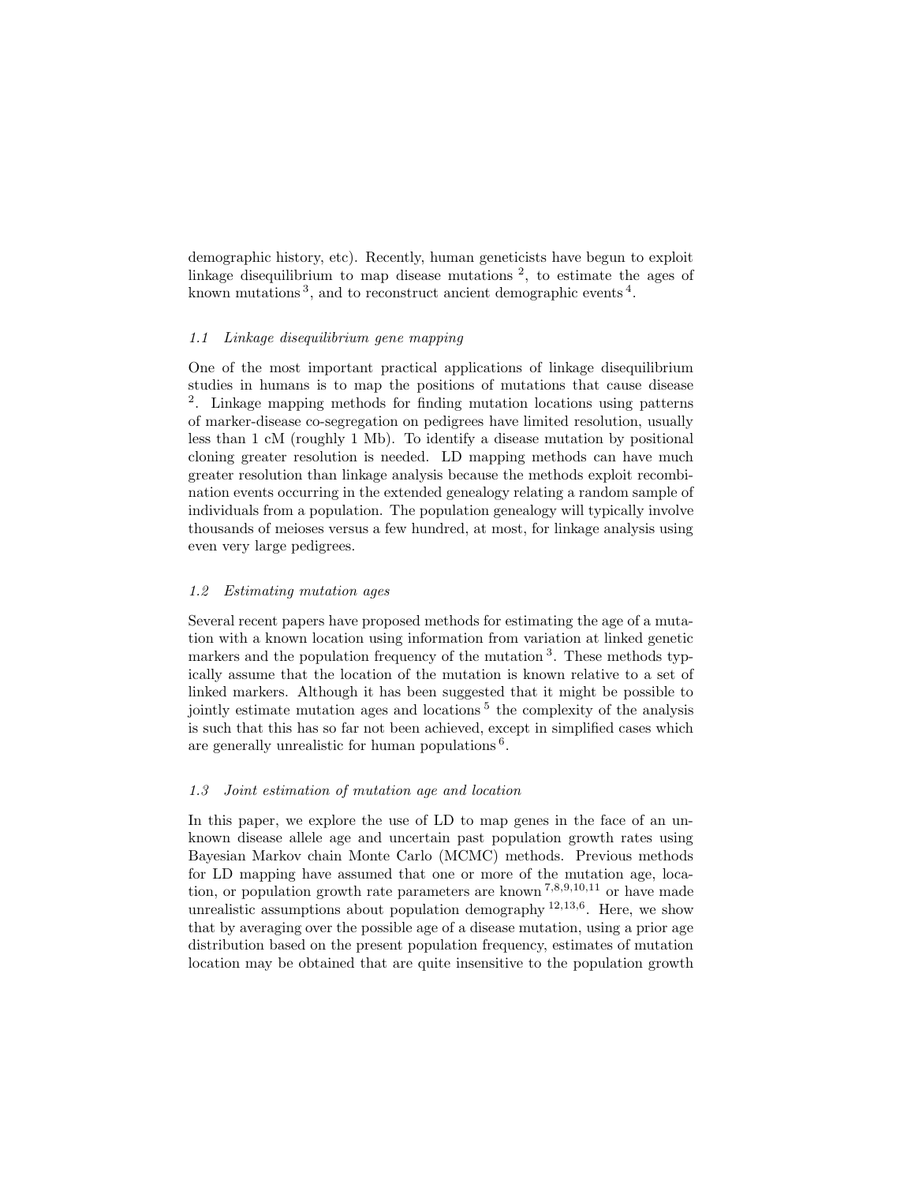demographic history, etc). Recently, human geneticists have begun to exploit linkage disequilibrium to map disease mutations [2], to estimate the ages of known mutations [3], and to reconstruct ancient demographic events [4].

### 1.1 *Linkage disequilibrium gene mapping*

One of the most important practical applications of linkage disequilibrium studies in humans is to map the positions of mutations that cause disease [2]. Linkage mapping methods for finding mutation locations using patterns of marker-disease co-segregation on pedigrees have limited resolution, usually less than 1 cM (roughly 1 Mb). To identify a disease mutation by positional cloning greater resolution is needed. LD mapping methods can have much greater resolution than linkage analysis because the methods exploit recombination events occurring in the extended genealogy relating a random sample of individuals from a population. The population genealogy will typically involve thousands of meioses versus a few hundred, at most, for linkage analysis using even very large pedigrees.

### 1.2 *Estimating mutation ages*

Several recent papers have proposed methods for estimating the age of a mutation with a known location using information from variation at linked genetic markers and the population frequency of the mutation [3]. These methods typically assume that the location of the mutation is known relative to a set of linked markers. Although it has been suggested that it might be possible to jointly estimate mutation ages and locations [5] the complexity of the analysis is such that this has so far not been achieved, except in simplified cases which are generally unrealistic for human populations [6].

### 1.3 *Joint estimation of mutation age and location*

In this paper, we explore the use of LD to map genes in the face of an unknown disease allele age and uncertain past population growth rates using Bayesian Markov chain Monte Carlo (MCMC) methods. Previous methods for LD mapping have assumed that one or more of the mutation age, location, or population growth rate parameters are known [7,8,9,10,11] or have made unrealistic assumptions about population demography [12,13,6]. Here, we show that by averaging over the possible age of a disease mutation, using a prior age distribution based on the present population frequency, estimates of mutation location may be obtained that are quite insensitive to the population growth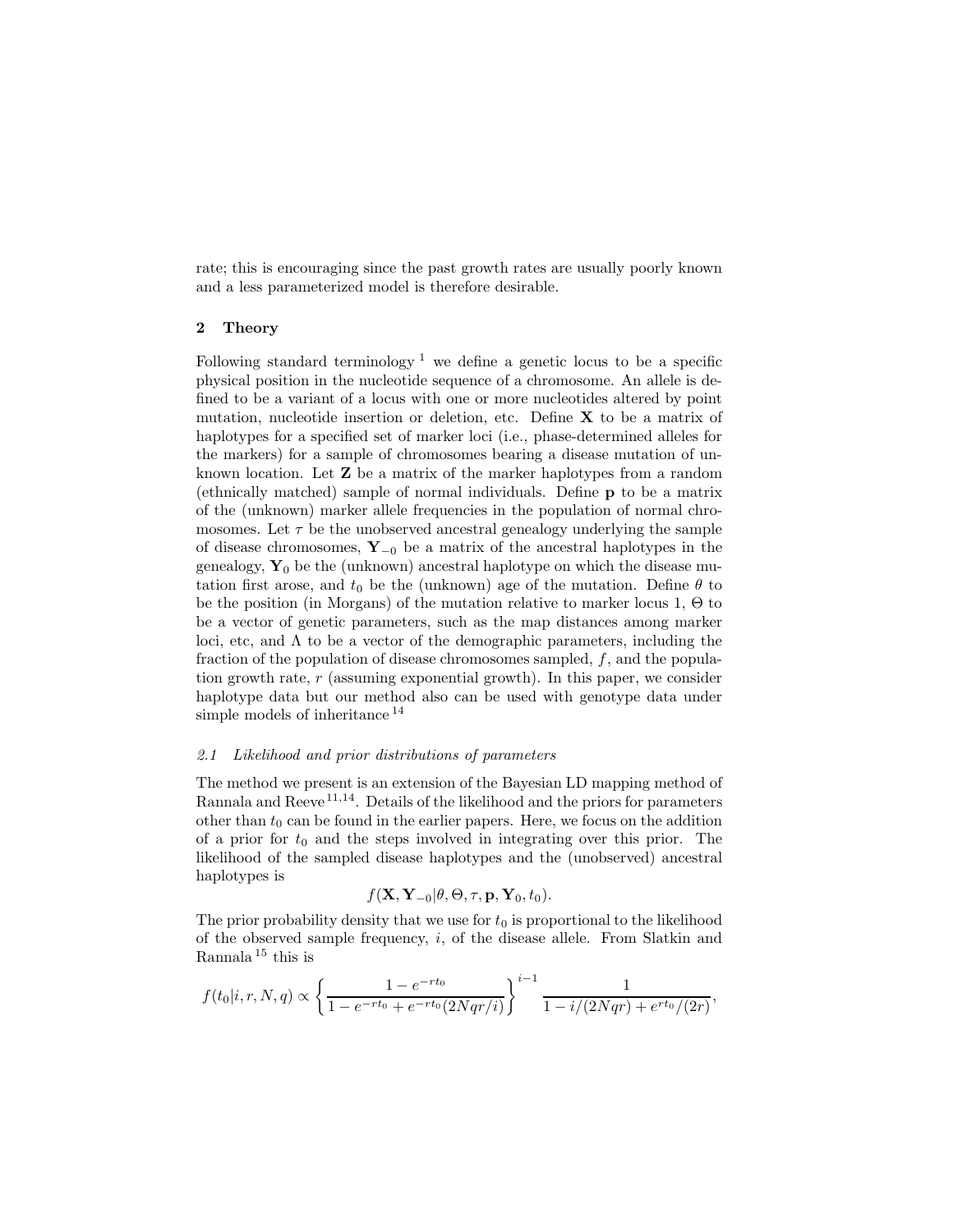rate; this is encouraging since the past growth rates are usually poorly known and a less parameterized model is therefore desirable.

## 2 Theory

Following standard terminology [1] we define a genetic locus to be a specific physical position in the nucleotide sequence of a chromosome. An allele is defined to be a variant of a locus with one or more nucleotides altered by point mutation, nucleotide insertion or deletion, etc. Define $\mathbf{X}$ to be a matrix of haplotypes for a specified set of marker loci (i.e., phase-determined alleles for the markers) for a sample of chromosomes bearing a disease mutation of unknown location. Let $\mathbf{Z}$ be a matrix of the marker haplotypes from a random (ethnically matched) sample of normal individuals. Define $\mathbf{p}$ to be a matrix of the (unknown) marker allele frequencies in the population of normal chromosomes. Let $\tau$ be the unobserved ancestral genealogy underlying the sample of disease chromosomes, $\mathbf{Y}_{-0}$ be a matrix of the ancestral haplotypes in the genealogy, $\mathbf{Y}_0$ be the (unknown) ancestral haplotype on which the disease mutation first arose, and $t_0$ be the (unknown) age of the mutation. Define $\theta$ to be the position (in Morgans) of the mutation relative to marker locus 1, $\Theta$ to be a vector of genetic parameters, such as the map distances among marker loci, etc, and $\Lambda$ to be a vector of the demographic parameters, including the fraction of the population of disease chromosomes sampled, $f$, and the population growth rate, $r$ (assuming exponential growth). In this paper, we consider haplotype data but our method also can be used with genotype data under simple models of inheritance [14]

### 2.1 Likelihood and prior distributions of parameters

The method we present is an extension of the Bayesian LD mapping method of Rannala and Reeve [11,14]. Details of the likelihood and the priors for parameters other than $t_0$ can be found in the earlier papers. Here, we focus on the addition of a prior for $t_0$ and the steps involved in integrating over this prior. The likelihood of the sampled disease haplotypes and the (unobserved) ancestral haplotypes is

$$f(\mathbf{X}, \mathbf{Y}_{-0}|\theta, \Theta, \tau, \mathbf{p}, \mathbf{Y}_0, t_0).$$

The prior probability density that we use for $t_0$ is proportional to the likelihood of the observed sample frequency, $i$, of the disease allele. From Slatkin and Rannala [15] this is

$$f(t_0|i, r, N, q) \propto \left\{ \frac{1 - e^{-rt_0}}{1 - e^{-rt_0} + e^{-rt_0}(2Nqr/i)} \right\}^{i-1} \frac{1}{1 - i/(2Nqr) + e^{rt_0}/(2r)},$$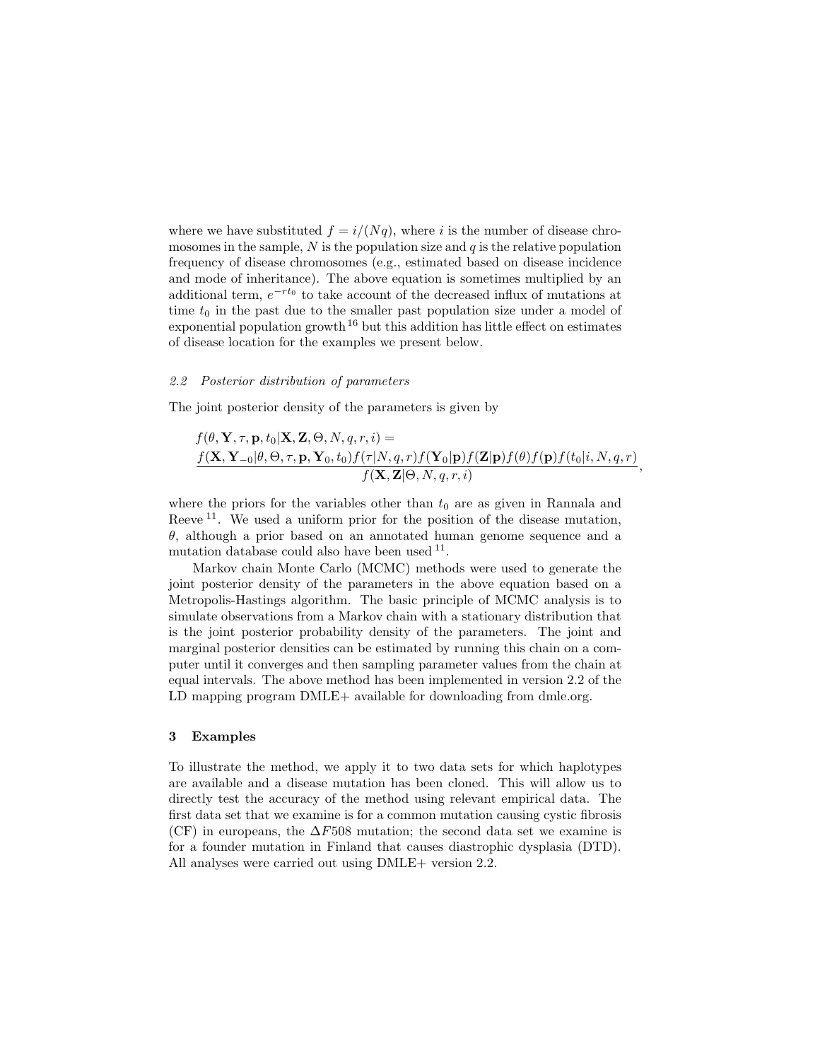where we have substituted $f = i/(Nq)$, where $i$ is the number of disease chromosomes in the sample, $N$ is the population size and $q$ is the relative population frequency of disease chromosomes (e.g., estimated based on disease incidence and mode of inheritance). The above equation is sometimes multiplied by an additional term, $e^{-rt_0}$ to take account of the decreased influx of mutations at time $t_0$ in the past due to the smaller past population size under a model of exponential population growth[16] but this addition has little effect on estimates of disease location for the examples we present below.

### *2.2 Posterior distribution of parameters*

The joint posterior density of the parameters is given by

$$
\begin{aligned}
&f(\theta, \mathbf{Y}, \tau, \mathbf{p}, t_0 | \mathbf{X}, \mathbf{Z}, \Theta, N, q, r, i) = \\
&\frac{f(\mathbf{X}, \mathbf{Y}_{-0} | \theta, \Theta, \tau, \mathbf{p}, \mathbf{Y}_0, t_0) f(\tau | N, q, r) f(\mathbf{Y}_0 | \mathbf{p}) f(\mathbf{Z} | \mathbf{p}) f(\theta) f(\mathbf{p}) f(t_0 | i, N, q, r)}{f(\mathbf{X}, \mathbf{Z} | \Theta, N, q, r, i)},
\end{aligned}
$$

where the priors for the variables other than $t_0$ are as given in Rannala and Reeve [11]. We used a uniform prior for the position of the disease mutation, $\theta$, although a prior based on an annotated human genome sequence and a mutation database could also have been used [11].

Markov chain Monte Carlo (MCMC) methods were used to generate the joint posterior density of the parameters in the above equation based on a Metropolis-Hastings algorithm. The basic principle of MCMC analysis is to simulate observations from a Markov chain with a stationary distribution that is the joint posterior probability density of the parameters. The joint and marginal posterior densities can be estimated by running this chain on a computer until it converges and then sampling parameter values from the chain at equal intervals. The above method has been implemented in version 2.2 of the LD mapping program DMLE+ available for downloading from dmle.org.

## 3 Examples

To illustrate the method, we apply it to two data sets for which haplotypes are available and a disease mutation has been cloned. This will allow us to directly test the accuracy of the method using relevant empirical data. The first data set that we examine is for a common mutation causing cystic fibrosis (CF) in europeans, the $\Delta F508$ mutation; the second data set we examine is for a founder mutation in Finland that causes diastrophic dysplasia (DTD). All analyses were carried out using DMLE+ version 2.2.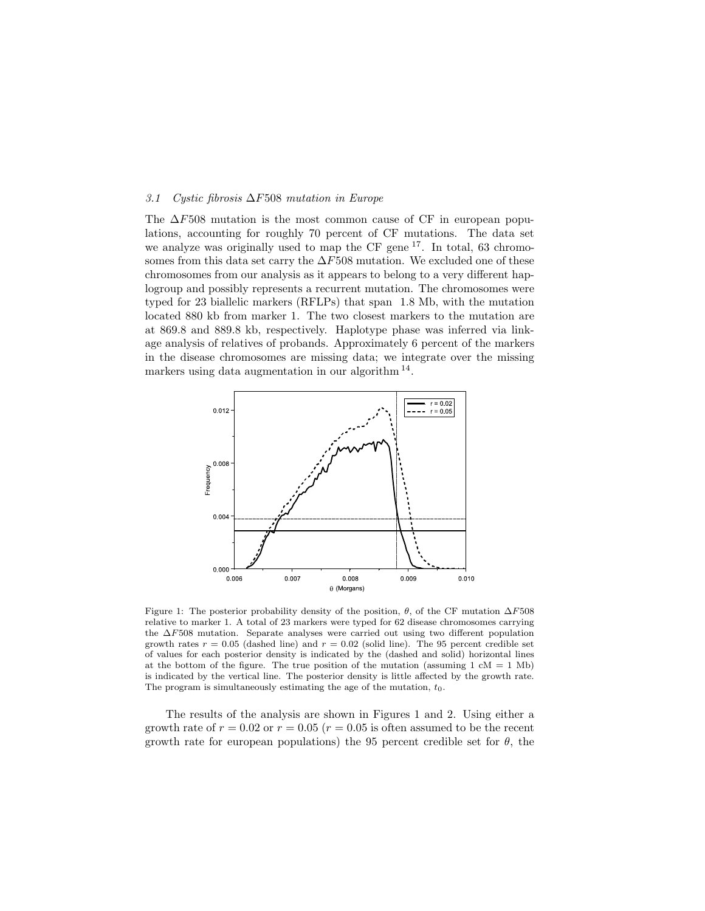### 3.1 Cystic fibrosis $\Delta F508$ mutation in Europe

The $\Delta F508$ mutation is the most common cause of CF in european populations, accounting for roughly 70 percent of CF mutations. The data set we analyze was originally used to map the CF gene [17]. In total, 63 chromosomes from this data set carry the $\Delta F508$ mutation. We excluded one of these chromosomes from our analysis as it appears to belong to a very different haplogroup and possibly represents a recurrent mutation. The chromosomes were typed for 23 biallelic markers (RFLPs) that span 1.8 Mb, with the mutation located 880 kb from marker 1. The two closest markers to the mutation are at 869.8 and 889.8 kb, respectively. Haplotype phase was inferred via linkage analysis of relatives of probands. Approximately 6 percent of the markers in the disease chromosomes are missing data; we integrate over the missing markers using data augmentation in our algorithm [14].

Figure 1: The posterior probability density of the position, $\theta$, of the CF mutation $\Delta F508$ relative to marker 1. A total of 23 markers were typed for 62 disease chromosomes carrying the $\Delta F508$ mutation. Separate analyses were carried out using two different population growth rates $r = 0.05$ (dashed line) and $r = 0.02$ (solid line). The 95 percent credible set of values for each posterior density is indicated by the (dashed and solid) horizontal lines at the bottom of the figure. The true position of the mutation (assuming 1 cM = 1 Mb) is indicated by the vertical line. The posterior density is little affected by the growth rate. The program is simultaneously estimating the age of the mutation, $t_0$.

The results of the analysis are shown in Figures 1 and 2. Using either a growth rate of $r = 0.02$ or $r = 0.05$ ($r = 0.05$ is often assumed to be the recent growth rate for european populations) the 95 percent credible set for $\theta$, the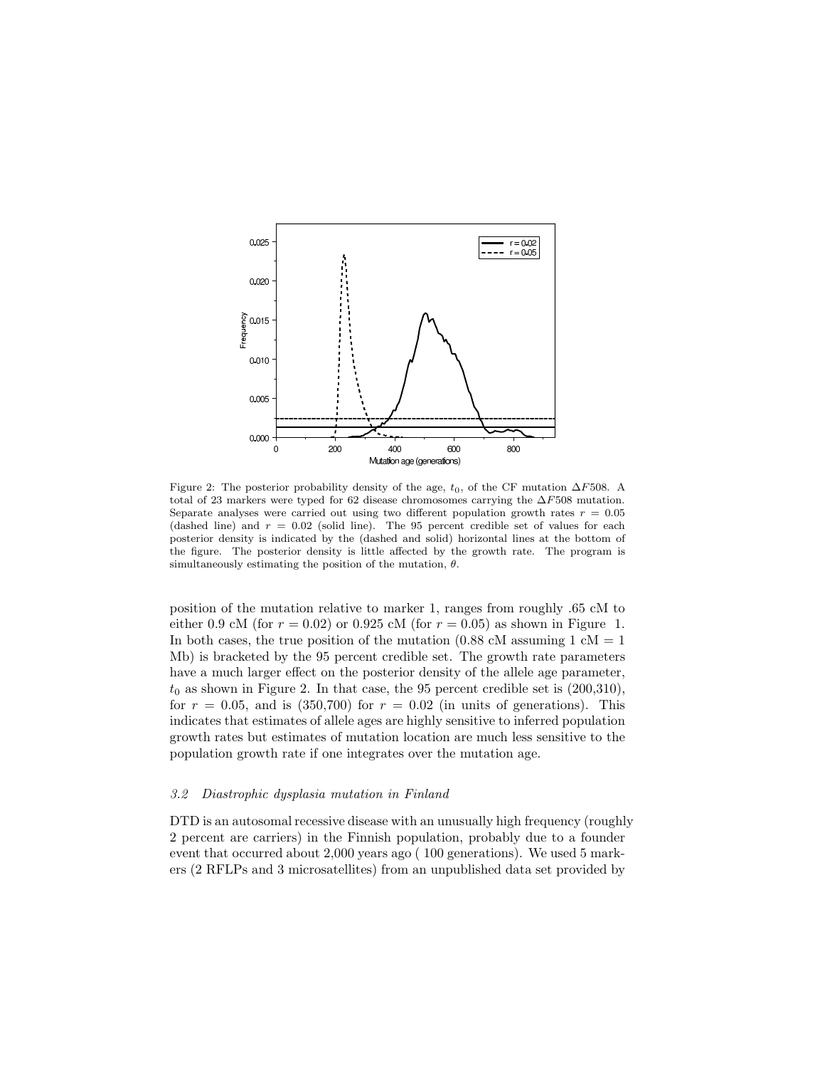Figure 2: The posterior probability density of the age, $t_0$, of the CF mutation $\Delta F508$. A total of 23 markers were typed for 62 disease chromosomes carrying the $\Delta F508$ mutation. Separate analyses were carried out using two different population growth rates $r = 0.05$ (dashed line) and $r = 0.02$ (solid line). The 95 percent credible set of values for each posterior density is indicated by the (dashed and solid) horizontal lines at the bottom of the figure. The posterior density is little affected by the growth rate. The program is simultaneously estimating the position of the mutation, $\theta$.

position of the mutation relative to marker 1, ranges from roughly .65 cM to either 0.9 cM (for $r = 0.02$) or 0.925 cM (for $r = 0.05$) as shown in Figure 1. In both cases, the true position of the mutation (0.88 cM assuming 1 cM = 1 Mb) is bracketed by the 95 percent credible set. The growth rate parameters have a much larger effect on the posterior density of the allele age parameter, $t_0$ as shown in Figure 2. In that case, the 95 percent credible set is (200,310), for $r = 0.05$, and is (350,700) for $r = 0.02$ (in units of generations). This indicates that estimates of allele ages are highly sensitive to inferred population growth rates but estimates of mutation location are much less sensitive to the population growth rate if one integrates over the mutation age.

### *3.2 Diastrophic dysplasia mutation in Finland*

DTD is an autosomal recessive disease with an unusually high frequency (roughly 2 percent are carriers) in the Finnish population, probably due to a founder event that occurred about 2,000 years ago ( 100 generations). We used 5 markers (2 RFLPs and 3 microsatellites) from an unpublished data set provided by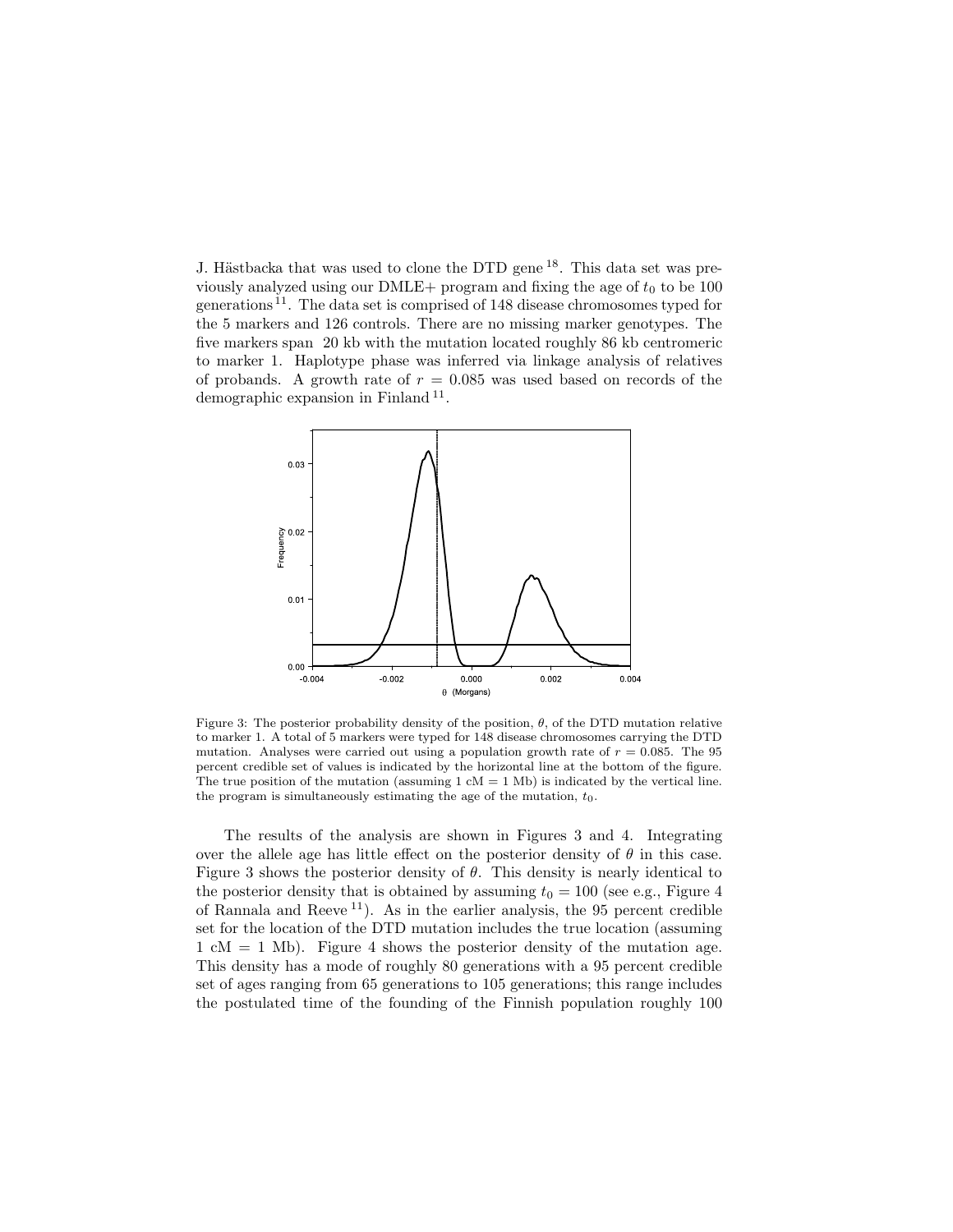J. Hästbacka that was used to clone the DTD gene [18]. This data set was previously analyzed using our DMLE+ program and fixing the age of $t_0$ to be 100 generations [11]. The data set is comprised of 148 disease chromosomes typed for the 5 markers and 126 controls. There are no missing marker genotypes. The five markers span 20 kb with the mutation located roughly 86 kb centromeric to marker 1. Haplotype phase was inferred via linkage analysis of relatives of probands. A growth rate of $r = 0.085$ was used based on records of the demographic expansion in Finland [11].

Figure 3: The posterior probability density of the position, $\theta$, of the DTD mutation relative to marker 1. A total of 5 markers were typed for 148 disease chromosomes carrying the DTD mutation. Analyses were carried out using a population growth rate of $r = 0.085$. The 95 percent credible set of values is indicated by the horizontal line at the bottom of the figure. The true position of the mutation (assuming 1 cM = 1 Mb) is indicated by the vertical line. the program is simultaneously estimating the age of the mutation, $t_0$.

The results of the analysis are shown in Figures 3 and 4. Integrating over the allele age has little effect on the posterior density of $\theta$ in this case. Figure 3 shows the posterior density of $\theta$. This density is nearly identical to the posterior density that is obtained by assuming $t_0 = 100$ (see e.g., Figure 4 of Rannala and Reeve [11]). As in the earlier analysis, the 95 percent credible set for the location of the DTD mutation includes the true location (assuming 1 cM = 1 Mb). Figure 4 shows the posterior density of the mutation age. This density has a mode of roughly 80 generations with a 95 percent credible set of ages ranging from 65 generations to 105 generations; this range includes the postulated time of the founding of the Finnish population roughly 100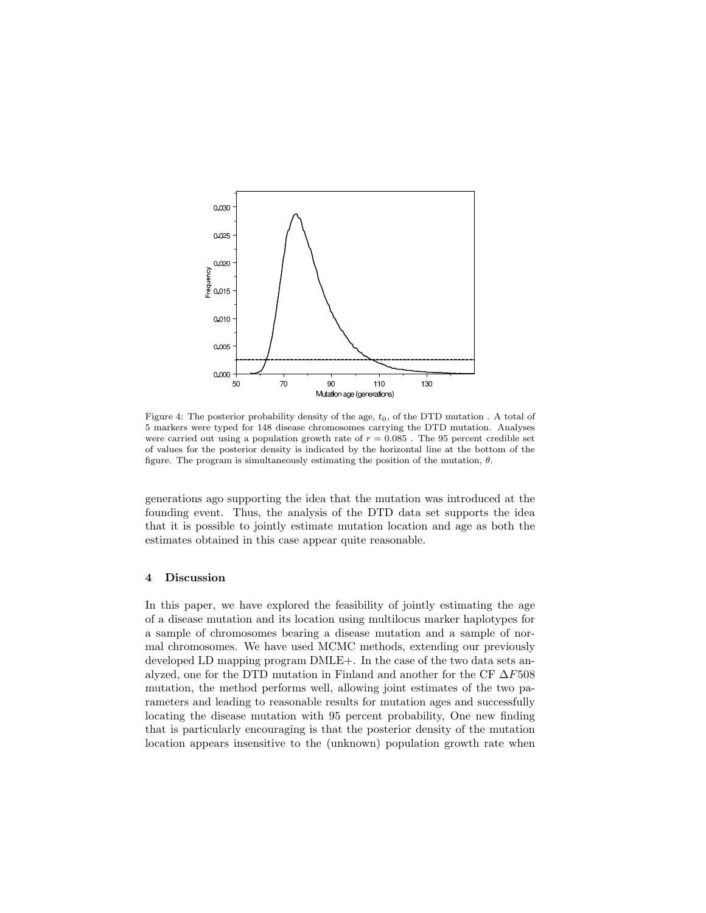Figure 4: The posterior probability density of the age, $t_0$, of the DTD mutation . A total of 5 markers were typed for 148 disease chromosomes carrying the DTD mutation. Analyses were carried out using a population growth rate of $r = 0.085$ . The 95 percent credible set of values for the posterior density is indicated by the horizontal line at the bottom of the figure. The program is simultaneously estimating the position of the mutation, $\theta$.

generations ago supporting the idea that the mutation was introduced at the founding event. Thus, the analysis of the DTD data set supports the idea that it is possible to jointly estimate mutation location and age as both the estimates obtained in this case appear quite reasonable.

## 4 Discussion

In this paper, we have explored the feasibility of jointly estimating the age of a disease mutation and its location using multilocus marker haplotypes for a sample of chromosomes bearing a disease mutation and a sample of normal chromosomes. We have used MCMC methods, extending our previously developed LD mapping program DMLE+. In the case of the two data sets analyzed, one for the DTD mutation in Finland and another for the CF $\Delta F508$ mutation, the method performs well, allowing joint estimates of the two parameters and leading to reasonable results for mutation ages and successfully locating the disease mutation with 95 percent probability, One new finding that is particularly encouraging is that the posterior density of the mutation location appears insensitive to the (unknown) population growth rate when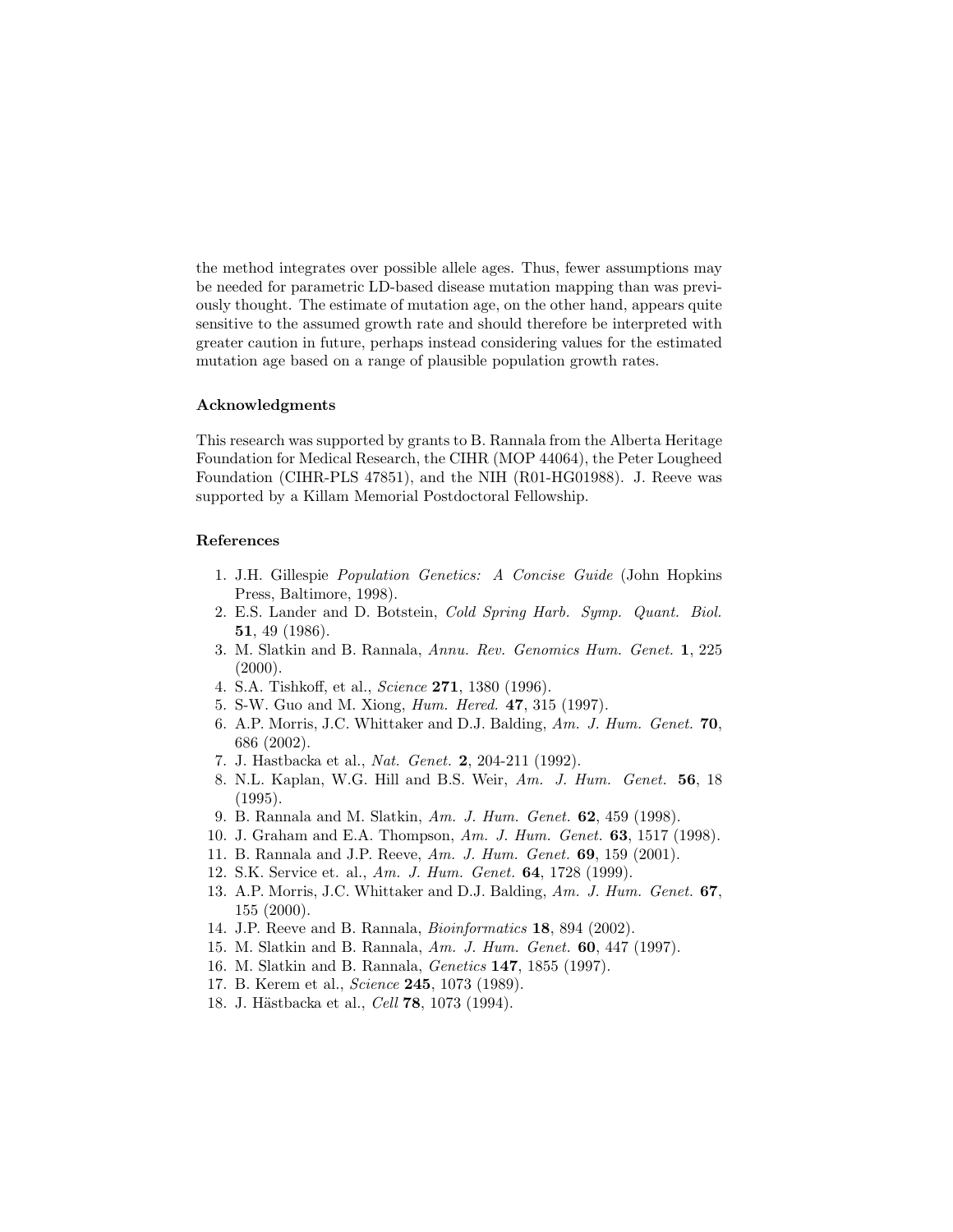the method integrates over possible allele ages. Thus, fewer assumptions may be needed for parametric LD-based disease mutation mapping than was previously thought. The estimate of mutation age, on the other hand, appears quite sensitive to the assumed growth rate and should therefore be interpreted with greater caution in future, perhaps instead considering values for the estimated mutation age based on a range of plausible population growth rates.

### Acknowledgments

This research was supported by grants to B. Rannala from the Alberta Heritage Foundation for Medical Research, the CIHR (MOP 44064), the Peter Lougheed Foundation (CIHR-PLS 47851), and the NIH (R01-HG01988). J. Reeve was supported by a Killam Memorial Postdoctoral Fellowship.

### References

1. J.H. Gillespie *Population Genetics: A Concise Guide* (John Hopkins Press, Baltimore, 1998).
2. E.S. Lander and D. Botstein, *Cold Spring Harb. Symp. Quant. Biol.* **51**, 49 (1986).
3. M. Slatkin and B. Rannala, *Annu. Rev. Genomics Hum. Genet.* **1**, 225 (2000).
4. S.A. Tishkoff, et al., *Science* **271**, 1380 (1996).
5. S-W. Guo and M. Xiong, *Hum. Hered.* **47**, 315 (1997).
6. A.P. Morris, J.C. Whittaker and D.J. Balding, *Am. J. Hum. Genet.* **70**, 686 (2002).
7. J. Hastbacka et al., *Nat. Genet.* **2**, 204-211 (1992).
8. N.L. Kaplan, W.G. Hill and B.S. Weir, *Am. J. Hum. Genet.* **56**, 18 (1995).
9. B. Rannala and M. Slatkin, *Am. J. Hum. Genet.* **62**, 459 (1998).
10. J. Graham and E.A. Thompson, *Am. J. Hum. Genet.* **63**, 1517 (1998).
11. B. Rannala and J.P. Reeve, *Am. J. Hum. Genet.* **69**, 159 (2001).
12. S.K. Service et. al., *Am. J. Hum. Genet.* **64**, 1728 (1999).
13. A.P. Morris, J.C. Whittaker and D.J. Balding, *Am. J. Hum. Genet.* **67**, 155 (2000).
14. J.P. Reeve and B. Rannala, *Bioinformatics* **18**, 894 (2002).
15. M. Slatkin and B. Rannala, *Am. J. Hum. Genet.* **60**, 447 (1997).
16. M. Slatkin and B. Rannala, *Genetics* **147**, 1855 (1997).
17. B. Kerem et al., *Science* **245**, 1073 (1989).
18. J. Hästbacka et al., *Cell* **78**, 1073 (1994).